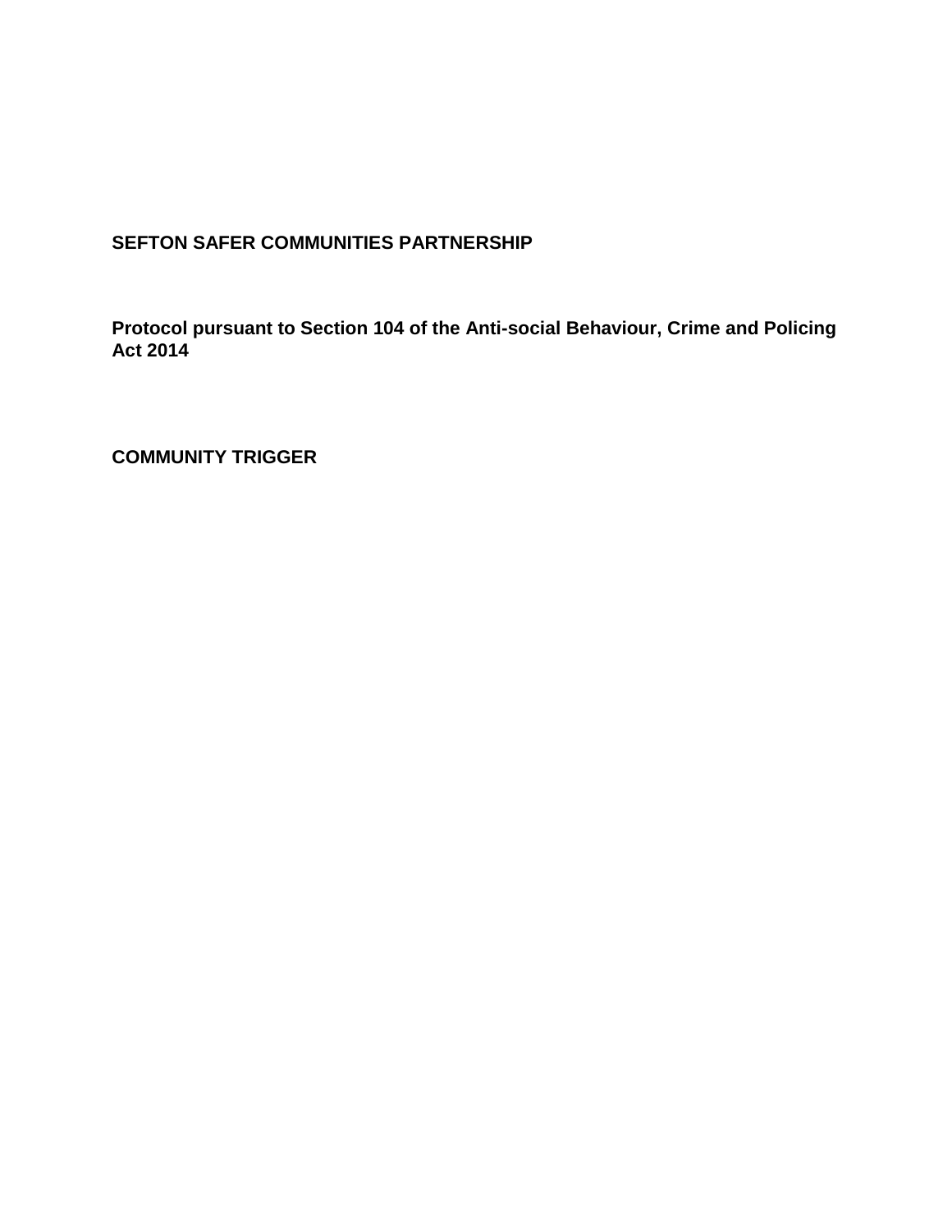# SEFTON SAFER COMMUNITIES PARTNERSHIP

## Protocol pursuant to Section 104 of the Anti-social Behaviour, Crime and Policing Act 2014

## COMMUNITY TRIGGER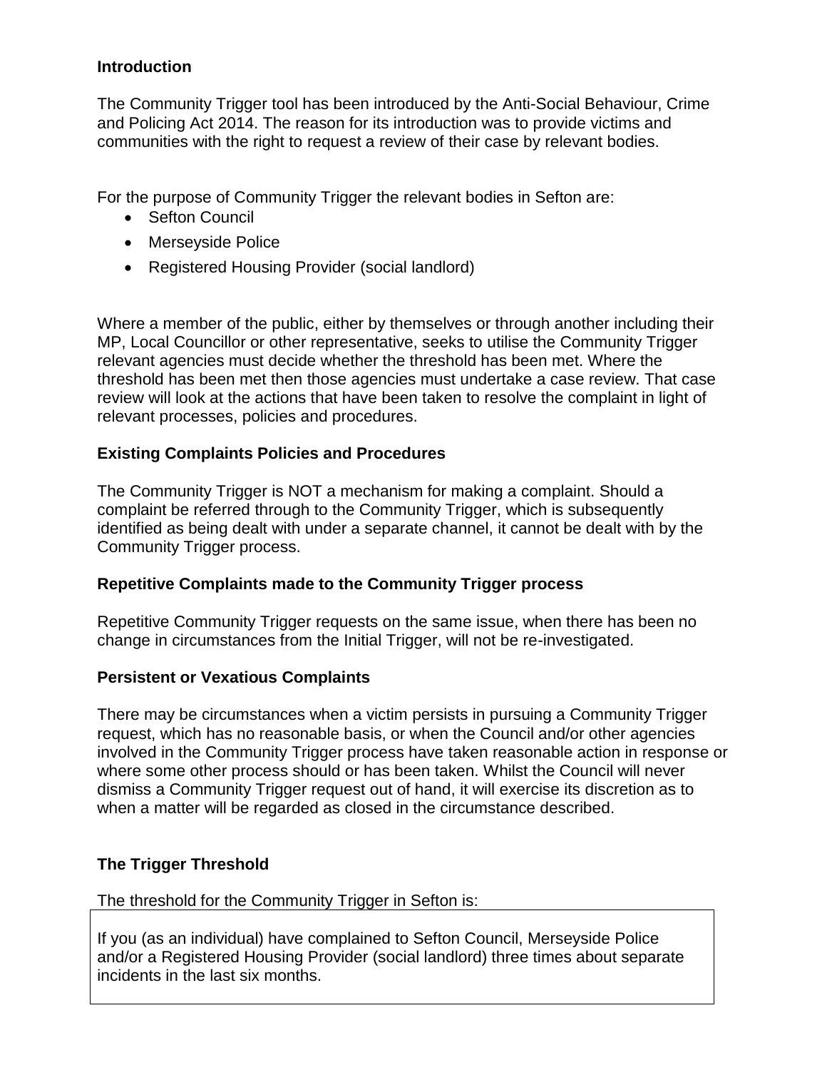**Introduction**

The Community Trigger tool has been introduced by the Anti-Social Behaviour, Crime and Policing Act 2014. The reason for its introduction was to provide victims and communities with the right to request a review of their case by relevant bodies.

For the purpose of Community Trigger the relevant bodies in Sefton are:

- Sefton Council
- Merseyside Police
- Registered Housing Provider (social landlord)

Where a member of the public, either by themselves or through another including their MP, Local Councillor or other representative, seeks to utilise the Community Trigger relevant agencies must decide whether the threshold has been met. Where the threshold has been met then those agencies must undertake a case review. That case review will look at the actions that have been taken to resolve the complaint in light of relevant processes, policies and procedures.

**Existing Complaints Policies and Procedures**

The Community Trigger is NOT a mechanism for making a complaint. Should a complaint be referred through to the Community Trigger, which is subsequently identified as being dealt with under a separate channel, it cannot be dealt with by the Community Trigger process.

**Repetitive Complaints made to the Community Trigger process**

Repetitive Community Trigger requests on the same issue, when there has been no change in circumstances from the Initial Trigger, will not be re-investigated.

**Persistent or Vexatious Complaints**

There may be circumstances when a victim persists in pursuing a Community Trigger request, which has no reasonable basis, or when the Council and/or other agencies involved in the Community Trigger process have taken reasonable action in response or where some other process should or has been taken. Whilst the Council will never dismiss a Community Trigger request out of hand, it will exercise its discretion as to when a matter will be regarded as closed in the circumstance described.

**The Trigger Threshold**

The threshold for the Community Trigger in Sefton is:

> If you (as an individual) have complained to Sefton Council, Merseyside Police and/or a Registered Housing Provider (social landlord) three times about separate incidents in the last six months.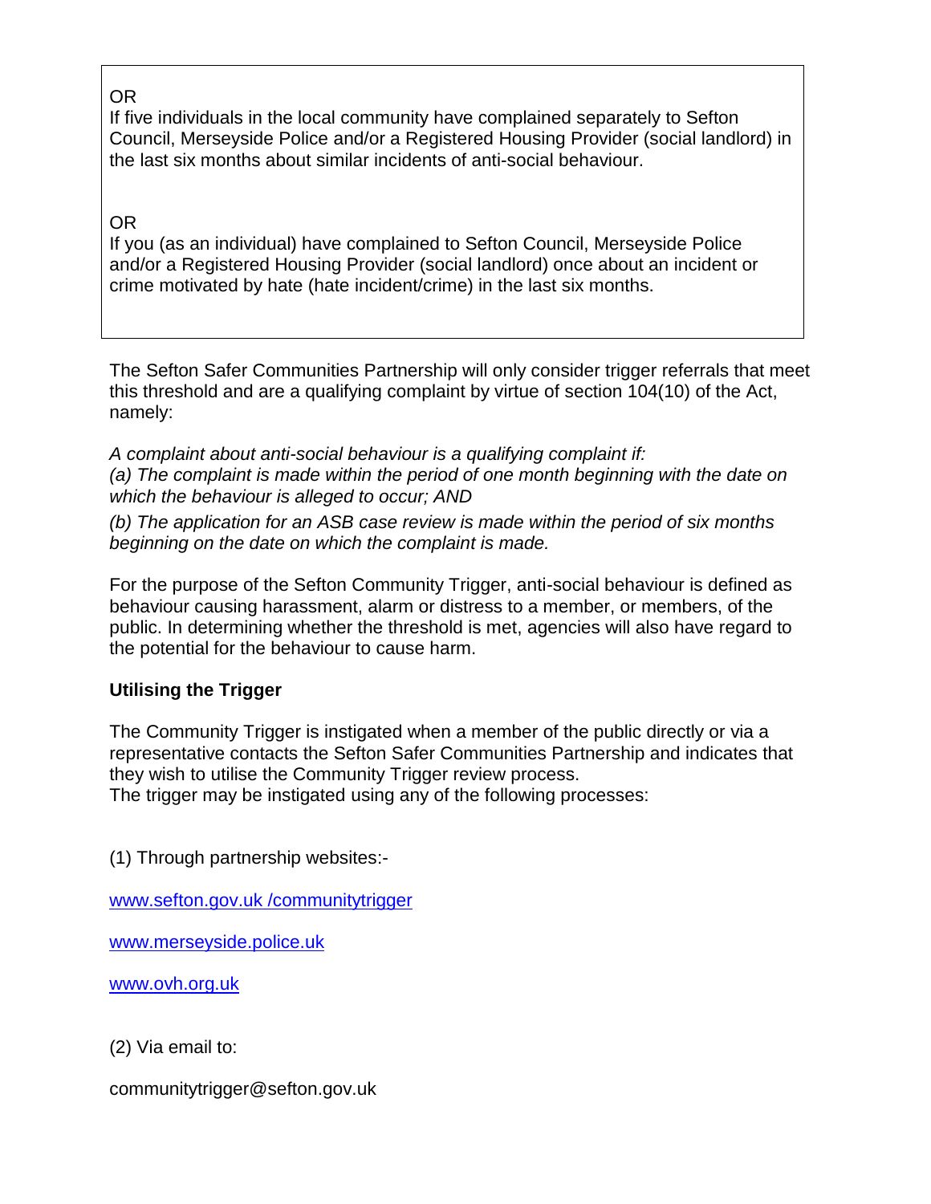OR

If five individuals in the local community have complained separately to Sefton Council, Merseyside Police and/or a Registered Housing Provider (social landlord) in the last six months about similar incidents of anti-social behaviour.

OR

If you (as an individual) have complained to Sefton Council, Merseyside Police and/or a Registered Housing Provider (social landlord) once about an incident or crime motivated by hate (hate incident/crime) in the last six months.

The Sefton Safer Communities Partnership will only consider trigger referrals that meet this threshold and are a qualifying complaint by virtue of section 104(10) of the Act, namely:

*A complaint about anti-social behaviour is a qualifying complaint if:*

*(a) The complaint is made within the period of one month beginning with the date on which the behaviour is alleged to occur; AND*

*(b) The application for an ASB case review is made within the period of six months beginning on the date on which the complaint is made.*

For the purpose of the Sefton Community Trigger, anti-social behaviour is defined as behaviour causing harassment, alarm or distress to a member, or members, of the public. In determining whether the threshold is met, agencies will also have regard to the potential for the behaviour to cause harm.

**Utilising the Trigger**

The Community Trigger is instigated when a member of the public directly or via a representative contacts the Sefton Safer Communities Partnership and indicates that they wish to utilise the Community Trigger review process.
The trigger may be instigated using any of the following processes:

(1) Through partnership websites:-

[www.sefton.gov.uk /communitytrigger](www.sefton.gov.uk/communitytrigger)

[www.merseyside.police.uk](www.merseyside.police.uk)

[www.ovh.org.uk](www.ovh.org.uk)

(2) Via email to:

communitytrigger@sefton.gov.uk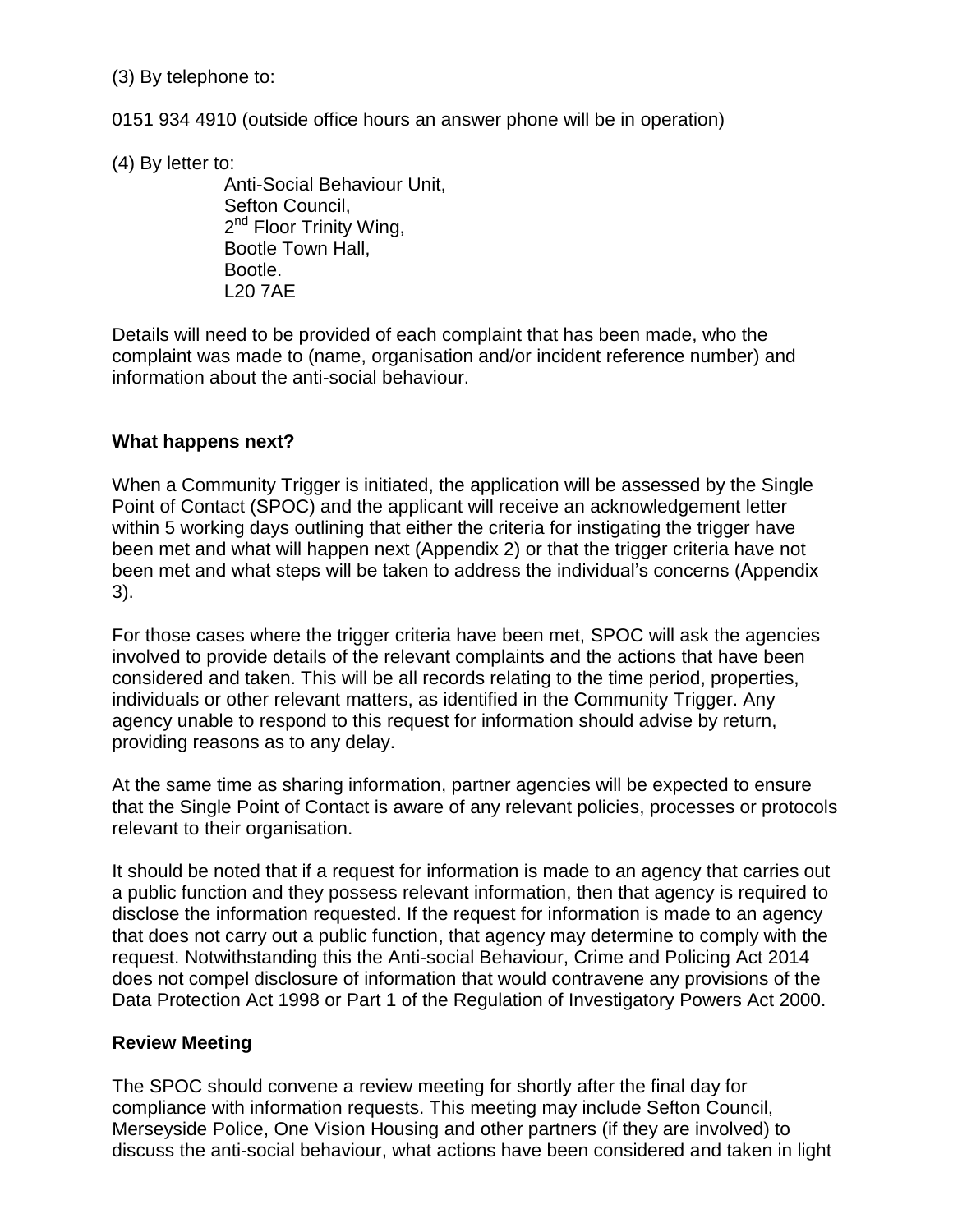(3) By telephone to:

0151 934 4910 (outside office hours an answer phone will be in operation)

(4) By letter to:

Anti-Social Behaviour Unit,
Sefton Council,
2nd Floor Trinity Wing,
Bootle Town Hall,
Bootle.
L20 7AE

Details will need to be provided of each complaint that has been made, who the complaint was made to (name, organisation and/or incident reference number) and information about the anti-social behaviour.

**What happens next?**

When a Community Trigger is initiated, the application will be assessed by the Single Point of Contact (SPOC) and the applicant will receive an acknowledgement letter within 5 working days outlining that either the criteria for instigating the trigger have been met and what will happen next (Appendix 2) or that the trigger criteria have not been met and what steps will be taken to address the individual's concerns (Appendix 3).

For those cases where the trigger criteria have been met, SPOC will ask the agencies involved to provide details of the relevant complaints and the actions that have been considered and taken. This will be all records relating to the time period, properties, individuals or other relevant matters, as identified in the Community Trigger. Any agency unable to respond to this request for information should advise by return, providing reasons as to any delay.

At the same time as sharing information, partner agencies will be expected to ensure that the Single Point of Contact is aware of any relevant policies, processes or protocols relevant to their organisation.

It should be noted that if a request for information is made to an agency that carries out a public function and they possess relevant information, then that agency is required to disclose the information requested. If the request for information is made to an agency that does not carry out a public function, that agency may determine to comply with the request. Notwithstanding this the Anti-social Behaviour, Crime and Policing Act 2014 does not compel disclosure of information that would contravene any provisions of the Data Protection Act 1998 or Part 1 of the Regulation of Investigatory Powers Act 2000.

**Review Meeting**

The SPOC should convene a review meeting for shortly after the final day for compliance with information requests. This meeting may include Sefton Council, Merseyside Police, One Vision Housing and other partners (if they are involved) to discuss the anti-social behaviour, what actions have been considered and taken in light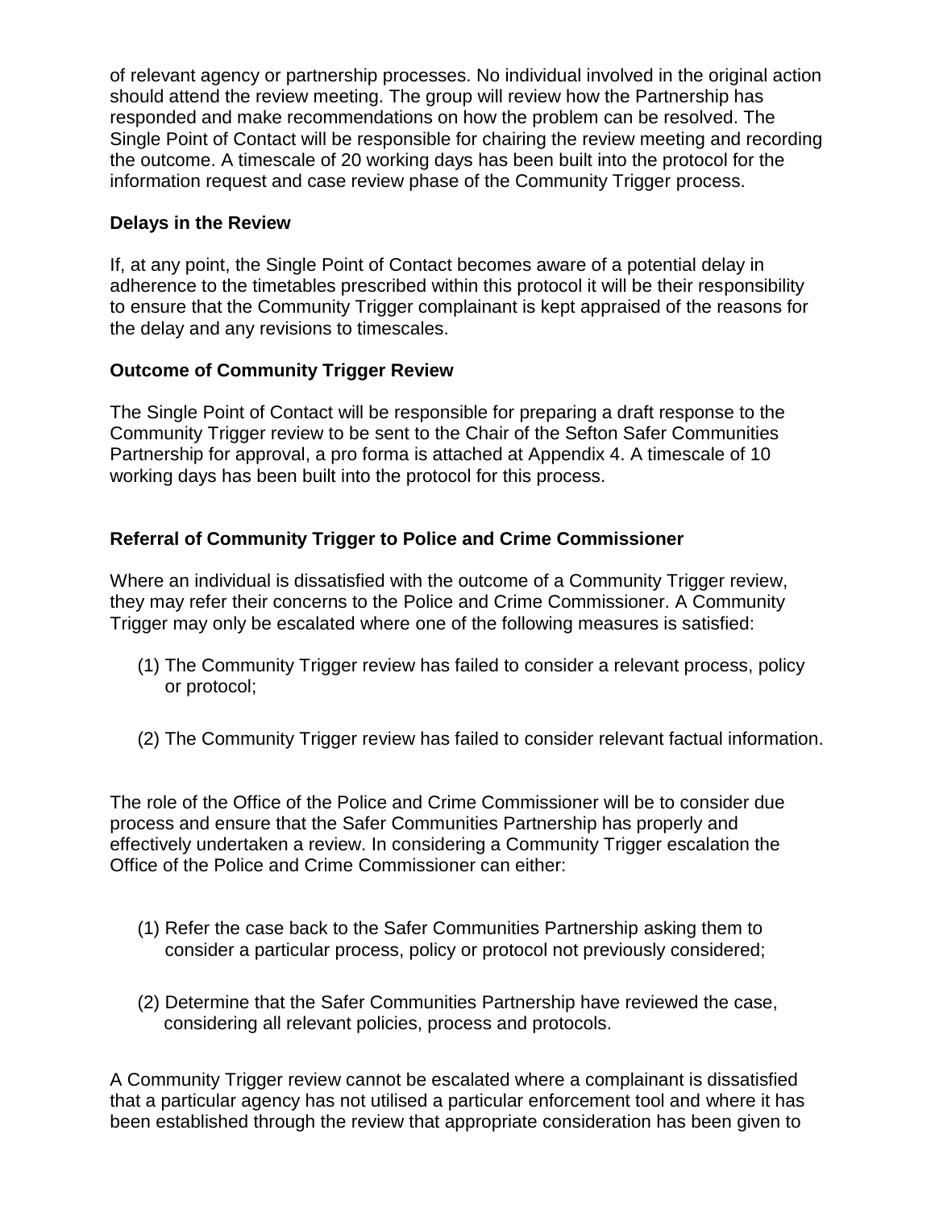of relevant agency or partnership processes. No individual involved in the original action should attend the review meeting. The group will review how the Partnership has responded and make recommendations on how the problem can be resolved. The Single Point of Contact will be responsible for chairing the review meeting and recording the outcome. A timescale of 20 working days has been built into the protocol for the information request and case review phase of the Community Trigger process.

**Delays in the Review**

If, at any point, the Single Point of Contact becomes aware of a potential delay in adherence to the timetables prescribed within this protocol it will be their responsibility to ensure that the Community Trigger complainant is kept appraised of the reasons for the delay and any revisions to timescales.

**Outcome of Community Trigger Review**

The Single Point of Contact will be responsible for preparing a draft response to the Community Trigger review to be sent to the Chair of the Sefton Safer Communities Partnership for approval, a pro forma is attached at Appendix 4. A timescale of 10 working days has been built into the protocol for this process.

**Referral of Community Trigger to Police and Crime Commissioner**

Where an individual is dissatisfied with the outcome of a Community Trigger review, they may refer their concerns to the Police and Crime Commissioner. A Community Trigger may only be escalated where one of the following measures is satisfied:

(1) The Community Trigger review has failed to consider a relevant process, policy or protocol;

(2) The Community Trigger review has failed to consider relevant factual information.

The role of the Office of the Police and Crime Commissioner will be to consider due process and ensure that the Safer Communities Partnership has properly and effectively undertaken a review. In considering a Community Trigger escalation the Office of the Police and Crime Commissioner can either:

(1) Refer the case back to the Safer Communities Partnership asking them to consider a particular process, policy or protocol not previously considered;

(2) Determine that the Safer Communities Partnership have reviewed the case, considering all relevant policies, process and protocols.

A Community Trigger review cannot be escalated where a complainant is dissatisfied that a particular agency has not utilised a particular enforcement tool and where it has been established through the review that appropriate consideration has been given to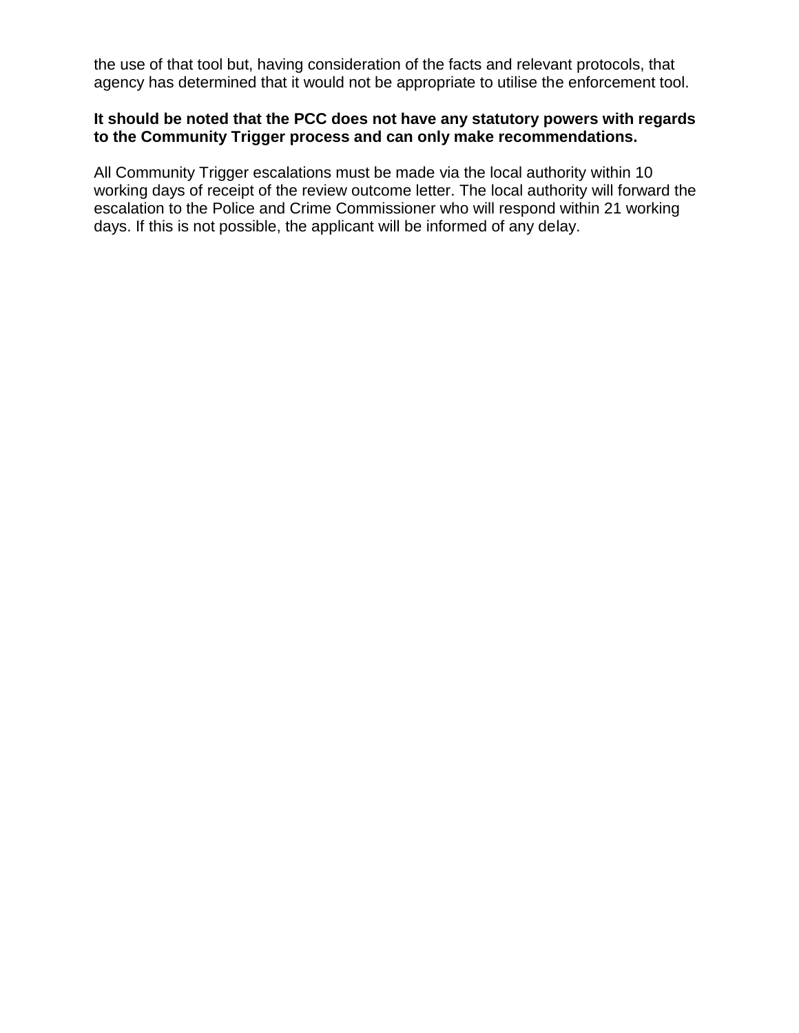the use of that tool but, having consideration of the facts and relevant protocols, that agency has determined that it would not be appropriate to utilise the enforcement tool.

**It should be noted that the PCC does not have any statutory powers with regards to the Community Trigger process and can only make recommendations.**

All Community Trigger escalations must be made via the local authority within 10 working days of receipt of the review outcome letter. The local authority will forward the escalation to the Police and Crime Commissioner who will respond within 21 working days. If this is not possible, the applicant will be informed of any delay.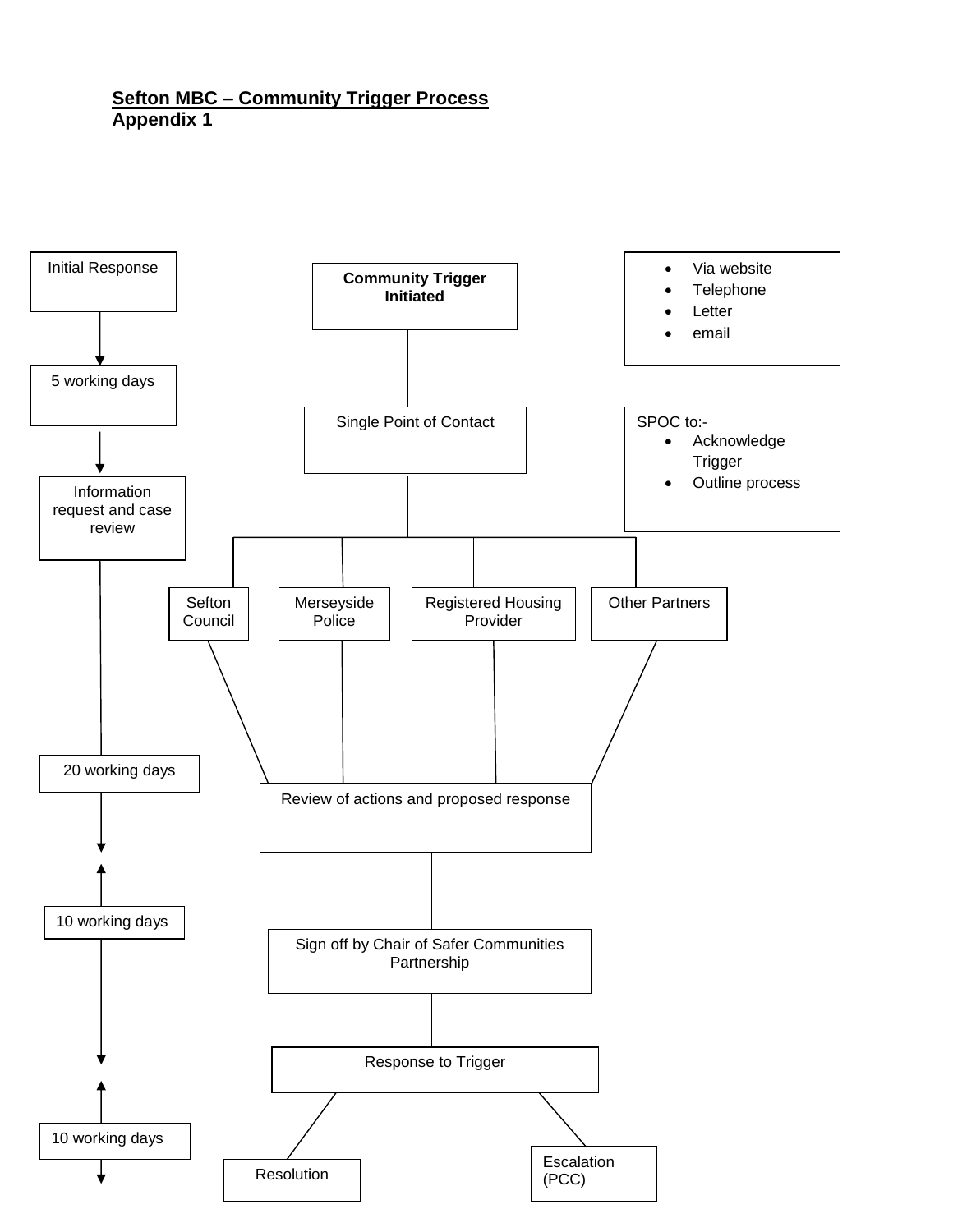**Sefton MBC – Community Trigger Process**
**Appendix 1**

Initial Response

5 working days

Information request and case review

20 working days

10 working days

10 working days

**Community Trigger Initiated**

- Via website
- Telephone
- Letter
- email

Single Point of Contact

SPOC to:-

- Acknowledge Trigger
- Outline process

Sefton Council

Merseyside Police

Registered Housing Provider

Other Partners

Review of actions and proposed response

Sign off by Chair of Safer Communities Partnership

Response to Trigger

Resolution

Escalation (PCC)